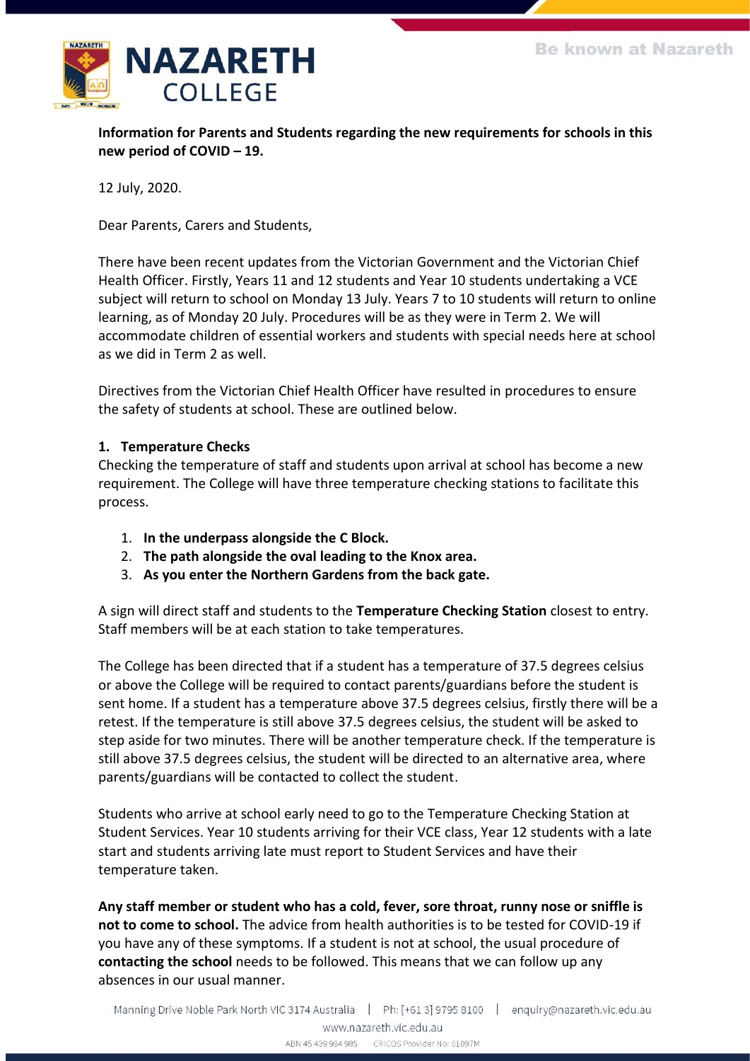**Information for Parents and Students regarding the new requirements for schools in this new period of COVID – 19.**

12 July, 2020.

Dear Parents, Carers and Students,

There have been recent updates from the Victorian Government and the Victorian Chief Health Officer. Firstly, Years 11 and 12 students and Year 10 students undertaking a VCE subject will return to school on Monday 13 July. Years 7 to 10 students will return to online learning, as of Monday 20 July. Procedures will be as they were in Term 2. We will accommodate children of essential workers and students with special needs here at school as we did in Term 2 as well.

Directives from the Victorian Chief Health Officer have resulted in procedures to ensure the safety of students at school. These are outlined below.

### 1. Temperature Checks

Checking the temperature of staff and students upon arrival at school has become a new requirement. The College will have three temperature checking stations to facilitate this process.

1. **In the underpass alongside the C Block.**
2. **The path alongside the oval leading to the Knox area.**
3. **As you enter the Northern Gardens from the back gate.**

A sign will direct staff and students to the **Temperature Checking Station** closest to entry. Staff members will be at each station to take temperatures.

The College has been directed that if a student has a temperature of 37.5 degrees celsius or above the College will be required to contact parents/guardians before the student is sent home. If a student has a temperature above 37.5 degrees celsius, firstly there will be a retest. If the temperature is still above 37.5 degrees celsius, the student will be asked to step aside for two minutes. There will be another temperature check. If the temperature is still above 37.5 degrees celsius, the student will be directed to an alternative area, where parents/guardians will be contacted to collect the student.

Students who arrive at school early need to go to the Temperature Checking Station at Student Services. Year 10 students arriving for their VCE class, Year 12 students with a late start and students arriving late must report to Student Services and have their temperature taken.

**Any staff member or student who has a cold, fever, sore throat, runny nose or sniffle is not to come to school.** The advice from health authorities is to be tested for COVID-19 if you have any of these symptoms. If a student is not at school, the usual procedure of **contacting the school** needs to be followed. This means that we can follow up any absences in our usual manner.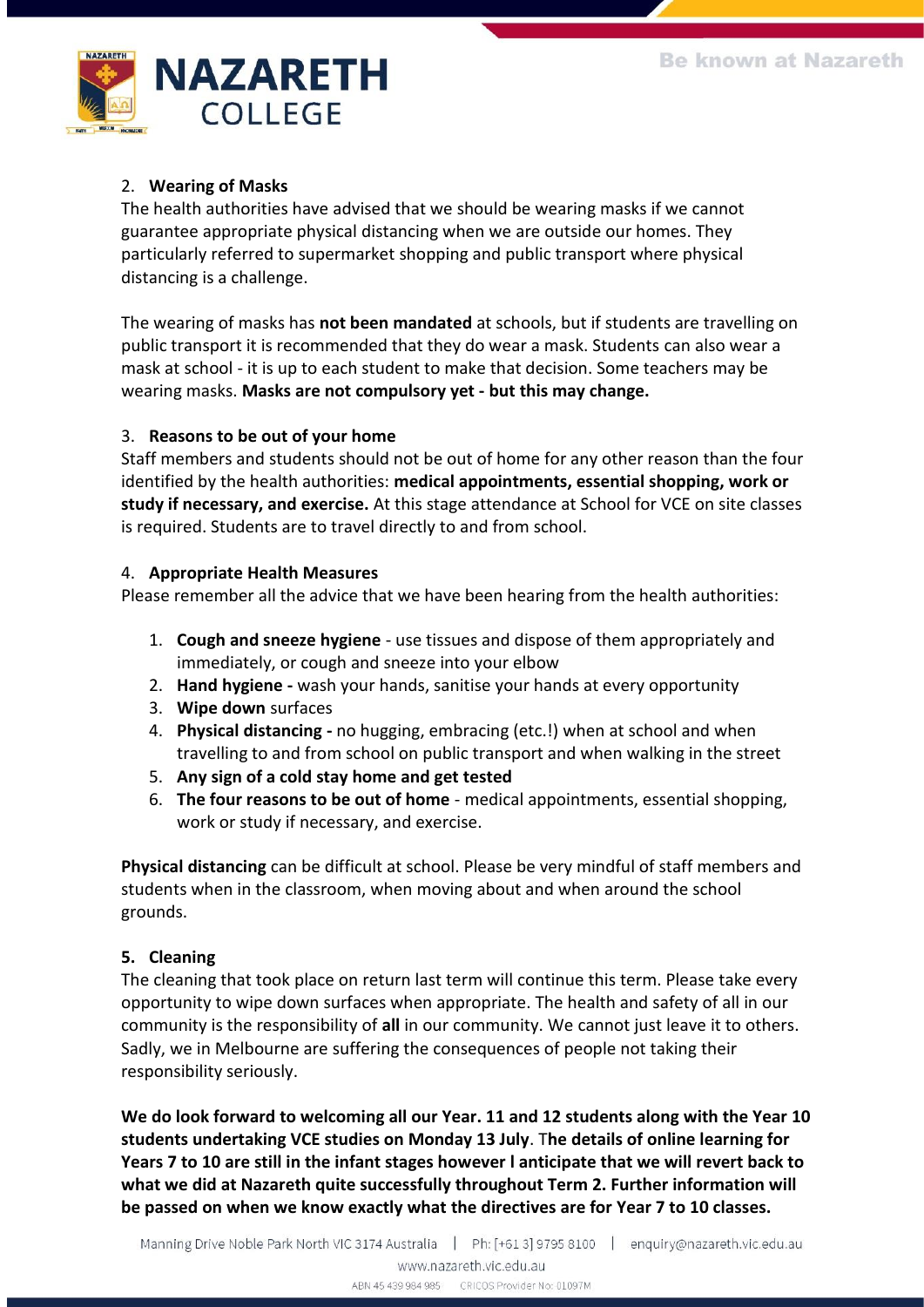## 2. Wearing of Masks

The health authorities have advised that we should be wearing masks if we cannot guarantee appropriate physical distancing when we are outside our homes. They particularly referred to supermarket shopping and public transport where physical distancing is a challenge.

The wearing of masks has **not been mandated** at schools, but if students are travelling on public transport it is recommended that they do wear a mask. Students can also wear a mask at school - it is up to each student to make that decision. Some teachers may be wearing masks. **Masks are not compulsory yet - but this may change.**

## 3. Reasons to be out of your home

Staff members and students should not be out of home for any other reason than the four identified by the health authorities: **medical appointments, essential shopping, work or study if necessary, and exercise.** At this stage attendance at School for VCE on site classes is required. Students are to travel directly to and from school.

## 4. Appropriate Health Measures

Please remember all the advice that we have been hearing from the health authorities:

1. **Cough and sneeze hygiene** - use tissues and dispose of them appropriately and immediately, or cough and sneeze into your elbow
2. **Hand hygiene -** wash your hands, sanitise your hands at every opportunity
3. **Wipe down** surfaces
4. **Physical distancing -** no hugging, embracing (etc.!) when at school and when travelling to and from school on public transport and when walking in the street
5. **Any sign of a cold stay home and get tested**
6. **The four reasons to be out of home** - medical appointments, essential shopping, work or study if necessary, and exercise.

**Physical distancing** can be difficult at school. Please be very mindful of staff members and students when in the classroom, when moving about and when around the school grounds.

## 5. Cleaning

The cleaning that took place on return last term will continue this term. Please take every opportunity to wipe down surfaces when appropriate. The health and safety of all in our community is the responsibility of **all** in our community. We cannot just leave it to others. Sadly, we in Melbourne are suffering the consequences of people not taking their responsibility seriously.

**We do look forward to welcoming all our Year. 11 and 12 students along with the Year 10 students undertaking VCE studies on Monday 13 July**. **The details of online learning for Years 7 to 10 are still in the infant stages however I anticipate that we will revert back to what we did at Nazareth quite successfully throughout Term 2. Further information will be passed on when we know exactly what the directives are for Year 7 to 10 classes.**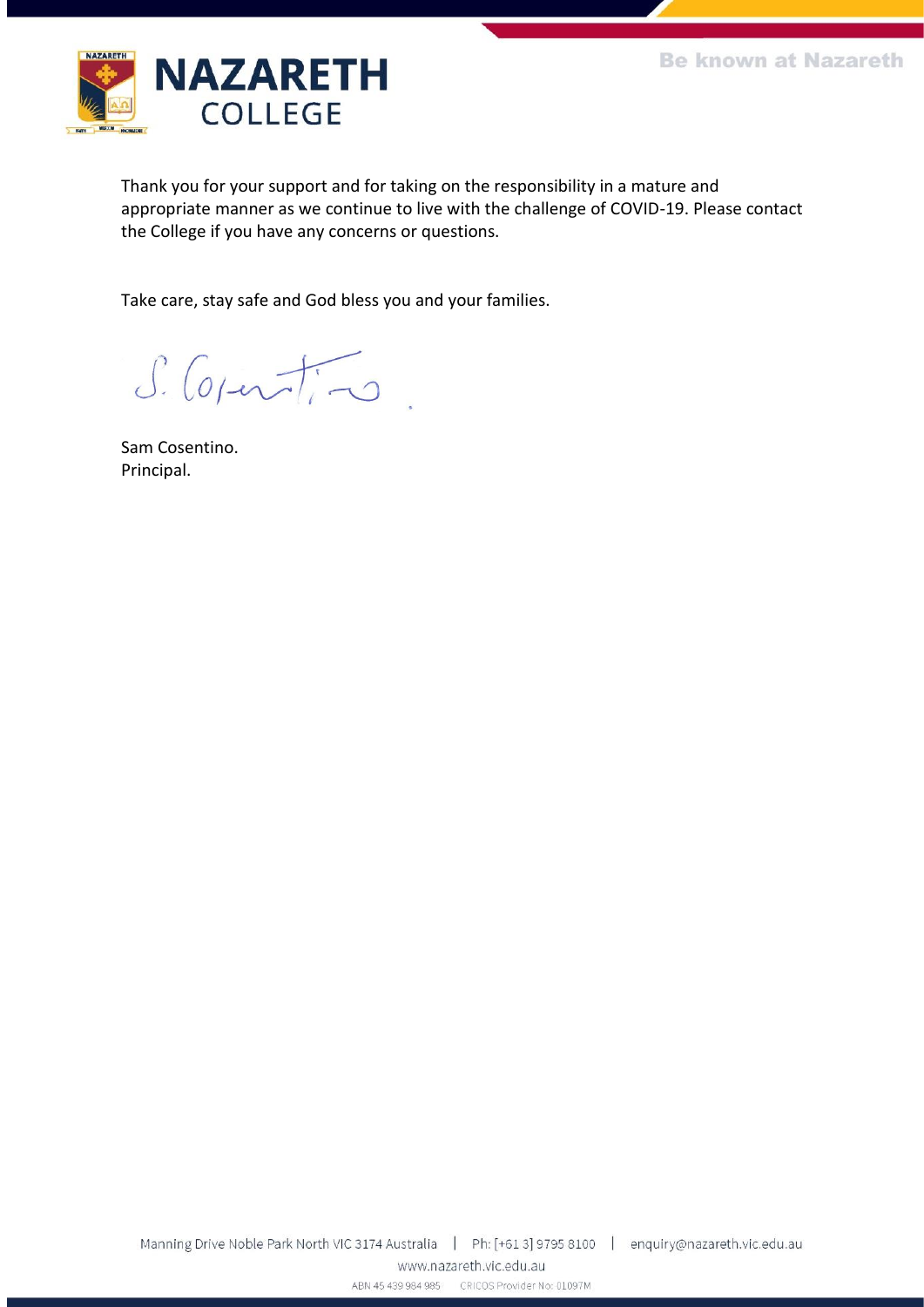Thank you for your support and for taking on the responsibility in a mature and appropriate manner as we continue to live with the challenge of COVID-19. Please contact the College if you have any concerns or questions.

Take care, stay safe and God bless you and your families.

Sam Cosentino.
Principal.